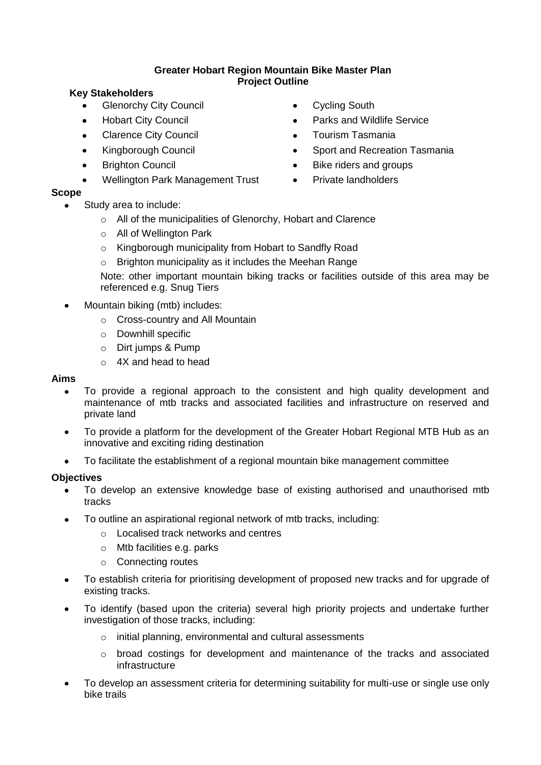# Greater Hobart Region Mountain Bike Master Plan
## Project Outline

### Key Stakeholders

- Glenorchy City Council
- Hobart City Council
- Clarence City Council
- Kingborough Council
- Brighton Council
- Wellington Park Management Trust
- Cycling South
- Parks and Wildlife Service
- Tourism Tasmania
- Sport and Recreation Tasmania
- Bike riders and groups
- Private landholders

### Scope

- Study area to include:
  - All of the municipalities of Glenorchy, Hobart and Clarence
  - All of Wellington Park
  - Kingborough municipality from Hobart to Sandfly Road
  - Brighton municipality as it includes the Meehan Range

  Note: other important mountain biking tracks or facilities outside of this area may be referenced e.g. Snug Tiers

- Mountain biking (mtb) includes:
  - Cross-country and All Mountain
  - Downhill specific
  - Dirt jumps & Pump
  - 4X and head to head

### Aims

- To provide a regional approach to the consistent and high quality development and maintenance of mtb tracks and associated facilities and infrastructure on reserved and private land
- To provide a platform for the development of the Greater Hobart Regional MTB Hub as an innovative and exciting riding destination
- To facilitate the establishment of a regional mountain bike management committee

### Objectives

- To develop an extensive knowledge base of existing authorised and unauthorised mtb tracks
- To outline an aspirational regional network of mtb tracks, including:
  - Localised track networks and centres
  - Mtb facilities e.g. parks
  - Connecting routes
- To establish criteria for prioritising development of proposed new tracks and for upgrade of existing tracks.
- To identify (based upon the criteria) several high priority projects and undertake further investigation of those tracks, including:
  - initial planning, environmental and cultural assessments
  - broad costings for development and maintenance of the tracks and associated infrastructure
- To develop an assessment criteria for determining suitability for multi-use or single use only bike trails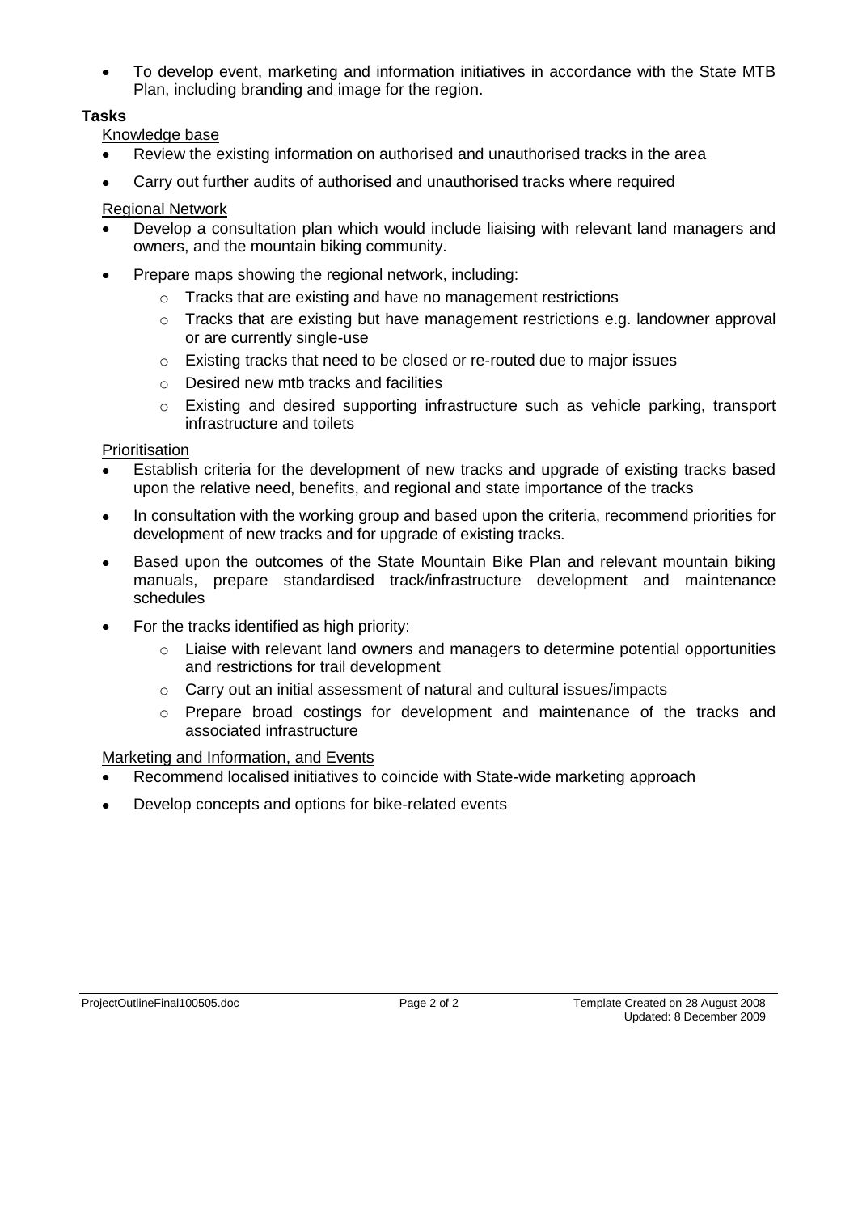- To develop event, marketing and information initiatives in accordance with the State MTB Plan, including branding and image for the region.

**Tasks**

Knowledge base

- Review the existing information on authorised and unauthorised tracks in the area
- Carry out further audits of authorised and unauthorised tracks where required

Regional Network

- Develop a consultation plan which would include liaising with relevant land managers and owners, and the mountain biking community.
- Prepare maps showing the regional network, including:
  - Tracks that are existing and have no management restrictions
  - Tracks that are existing but have management restrictions e.g. landowner approval or are currently single-use
  - Existing tracks that need to be closed or re-routed due to major issues
  - Desired new mtb tracks and facilities
  - Existing and desired supporting infrastructure such as vehicle parking, transport infrastructure and toilets

Prioritisation

- Establish criteria for the development of new tracks and upgrade of existing tracks based upon the relative need, benefits, and regional and state importance of the tracks
- In consultation with the working group and based upon the criteria, recommend priorities for development of new tracks and for upgrade of existing tracks.
- Based upon the outcomes of the State Mountain Bike Plan and relevant mountain biking manuals, prepare standardised track/infrastructure development and maintenance schedules
- For the tracks identified as high priority:
  - Liaise with relevant land owners and managers to determine potential opportunities and restrictions for trail development
  - Carry out an initial assessment of natural and cultural issues/impacts
  - Prepare broad costings for development and maintenance of the tracks and associated infrastructure

Marketing and Information, and Events

- Recommend localised initiatives to coincide with State-wide marketing approach
- Develop concepts and options for bike-related events